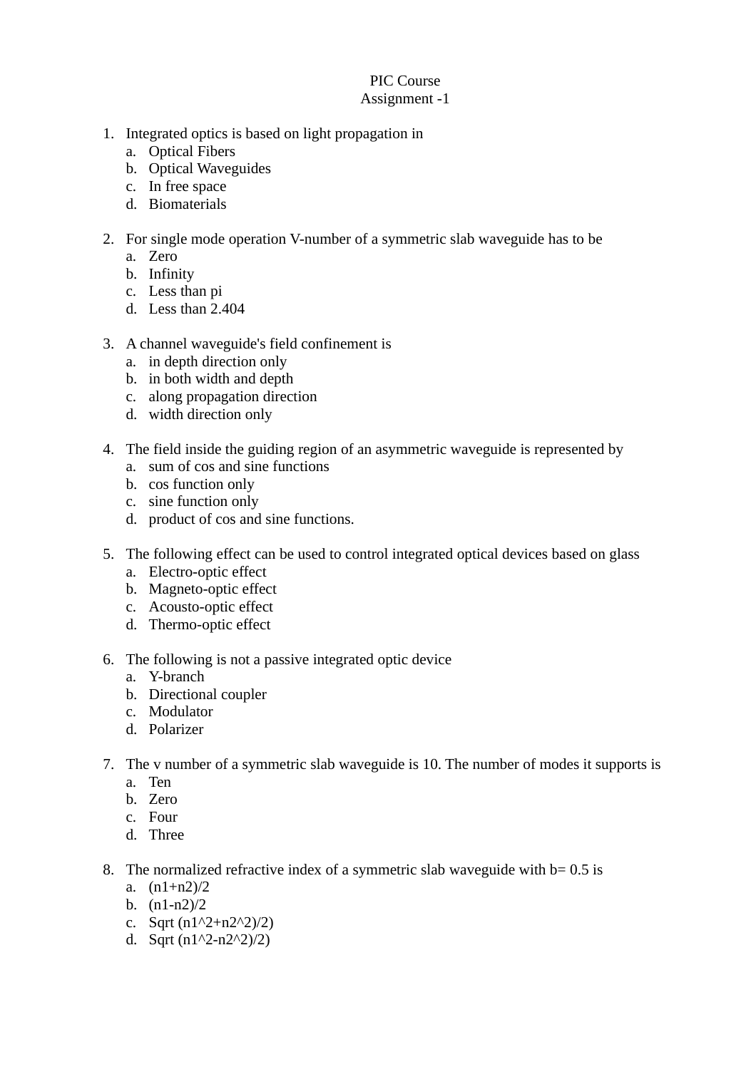# PIC Course

## Assignment -1

1. Integrated optics is based on light propagation in
   a. Optical Fibers
   b. Optical Waveguides
   c. In free space
   d. Biomaterials

2. For single mode operation V-number of a symmetric slab waveguide has to be
   a. Zero
   b. Infinity
   c. Less than pi
   d. Less than 2.404

3. A channel waveguide's field confinement is
   a. in depth direction only
   b. in both width and depth
   c. along propagation direction
   d. width direction only

4. The field inside the guiding region of an asymmetric waveguide is represented by
   a. sum of cos and sine functions
   b. cos function only
   c. sine function only
   d. product of cos and sine functions.

5. The following effect can be used to control integrated optical devices based on glass
   a. Electro-optic effect
   b. Magneto-optic effect
   c. Acousto-optic effect
   d. Thermo-optic effect

6. The following is not a passive integrated optic device
   a. Y-branch
   b. Directional coupler
   c. Modulator
   d. Polarizer

7. The v number of a symmetric slab waveguide is 10. The number of modes it supports is
   a. Ten
   b. Zero
   c. Four
   d. Three

8. The normalized refractive index of a symmetric slab waveguide with b= 0.5 is
   a. (n1+n2)/2
   b. (n1-n2)/2
   c. Sqrt (n1^2+n2^2)/2)
   d. Sqrt (n1^2-n2^2)/2)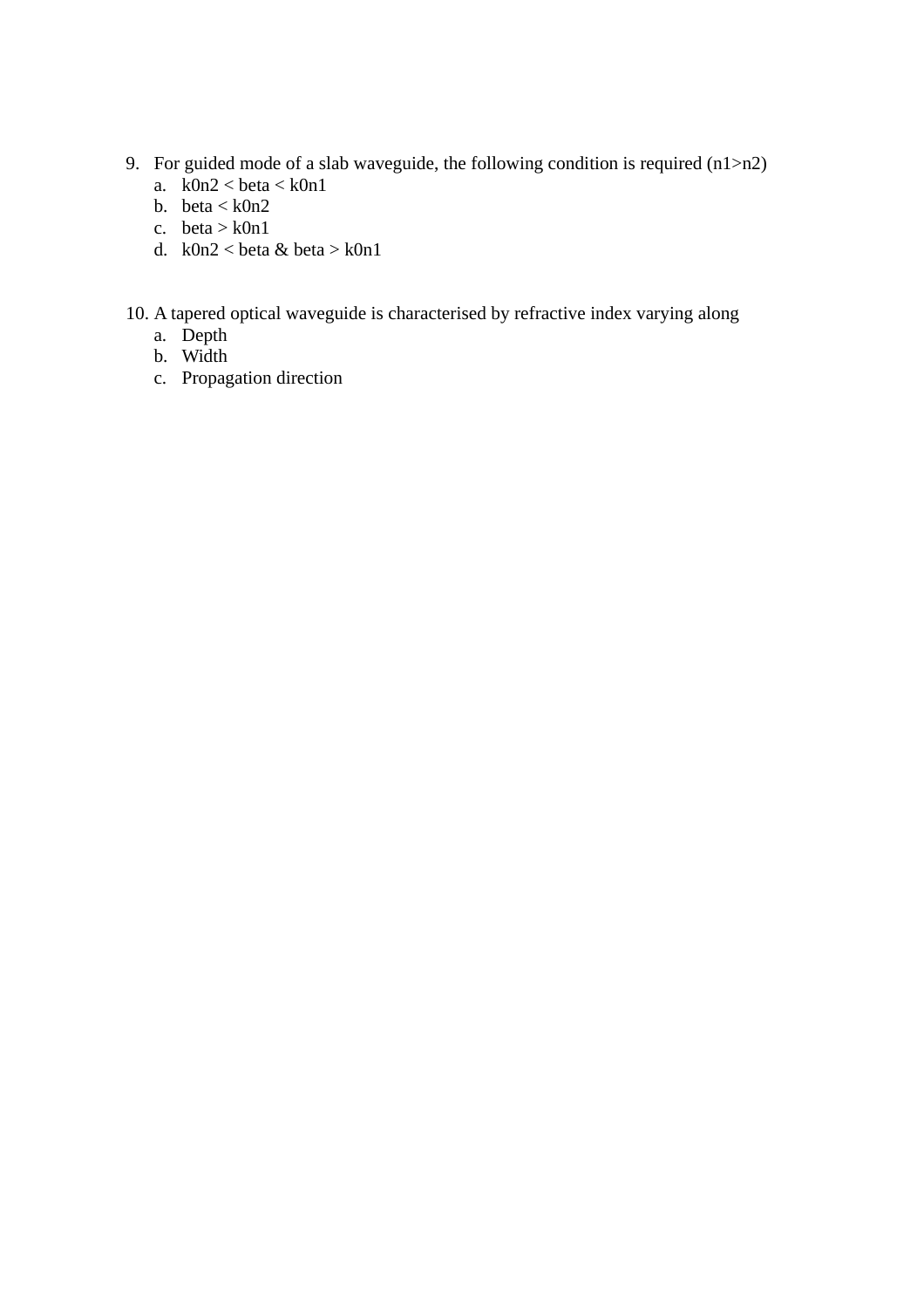9. For guided mode of a slab waveguide, the following condition is required ($n1>n2$)
   a. $k0n2 < beta < k0n1$
   b. $beta < k0n2$
   c. $beta > k0n1$
   d. $k0n2 < beta$ & $beta > k0n1$

10. A tapered optical waveguide is characterised by refractive index varying along
    a. Depth
    b. Width
    c. Propagation direction